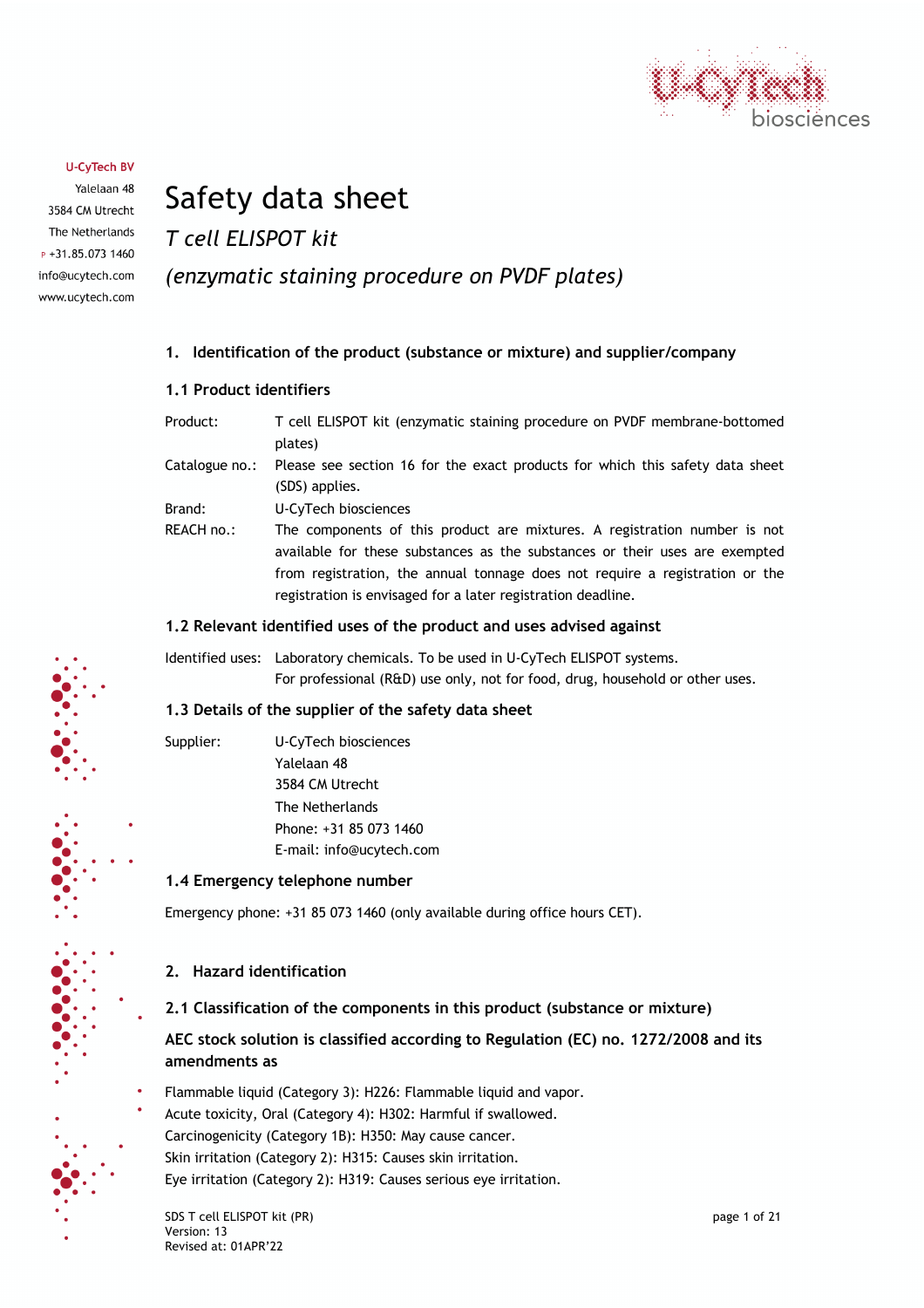U-CyTech BV
Yalelaan 48
3584 CM Utrecht
The Netherlands
P +31.85.073 1460
info@ucytech.com
www.ucytech.com

# Safety data sheet

## *T cell ELISPOT kit*

## *(enzymatic staining procedure on PVDF plates)*

### 1. Identification of the product (substance or mixture) and supplier/company

#### 1.1 Product identifiers

| | |
|---|---|
| Product: | T cell ELISPOT kit (enzymatic staining procedure on PVDF membrane-bottomed plates) |
| Catalogue no.: | Please see section 16 for the exact products for which this safety data sheet (SDS) applies. |
| Brand: | U-CyTech biosciences |
| REACH no.: | The components of this product are mixtures. A registration number is not available for these substances as the substances or their uses are exempted from registration, the annual tonnage does not require a registration or the registration is envisaged for a later registration deadline. |

#### 1.2 Relevant identified uses of the product and uses advised against

Identified uses: Laboratory chemicals. To be used in U-CyTech ELISPOT systems.
For professional (R&D) use only, not for food, drug, household or other uses.

#### 1.3 Details of the supplier of the safety data sheet

Supplier: U-CyTech biosciences
Yalelaan 48
3584 CM Utrecht
The Netherlands
Phone: +31 85 073 1460
E-mail: info@ucytech.com

#### 1.4 Emergency telephone number

Emergency phone: +31 85 073 1460 (only available during office hours CET).

### 2. Hazard identification

#### 2.1 Classification of the components in this product (substance or mixture)

**AEC stock solution is classified according to Regulation (EC) no. 1272/2008 and its amendments as**

Flammable liquid (Category 3): H226: Flammable liquid and vapor.
Acute toxicity, Oral (Category 4): H302: Harmful if swallowed.
Carcinogenicity (Category 1B): H350: May cause cancer.
Skin irritation (Category 2): H315: Causes skin irritation.
Eye irritation (Category 2): H319: Causes serious eye irritation.

SDS T cell ELISPOT kit (PR)
Version: 13
Revised at: 01APR'22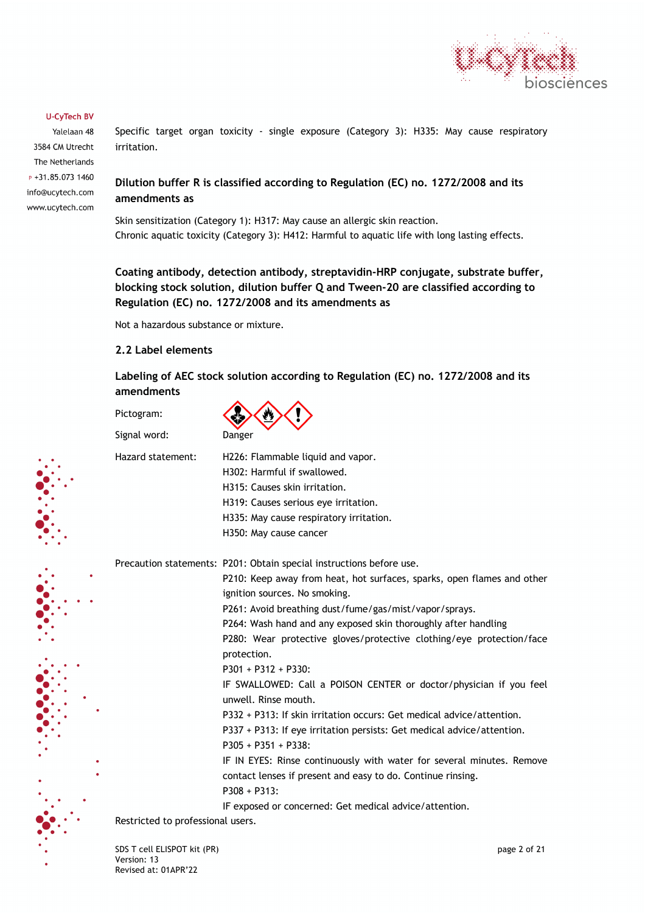Specific target organ toxicity - single exposure (Category 3): H335: May cause respiratory irritation.

**Dilution buffer R is classified according to Regulation (EC) no. 1272/2008 and its amendments as**

Skin sensitization (Category 1): H317: May cause an allergic skin reaction.
Chronic aquatic toxicity (Category 3): H412: Harmful to aquatic life with long lasting effects.

**Coating antibody, detection antibody, streptavidin-HRP conjugate, substrate buffer, blocking stock solution, dilution buffer Q and Tween-20 are classified according to Regulation (EC) no. 1272/2008 and its amendments as**

Not a hazardous substance or mixture.

### 2.2 Label elements

**Labeling of AEC stock solution according to Regulation (EC) no. 1272/2008 and its amendments**

Pictogram:

Signal word: Danger

Hazard statement:
H226: Flammable liquid and vapor.
H302: Harmful if swallowed.
H315: Causes skin irritation.
H319: Causes serious eye irritation.
H335: May cause respiratory irritation.
H350: May cause cancer

Precaution statements:
P201: Obtain special instructions before use.
P210: Keep away from heat, hot surfaces, sparks, open flames and other ignition sources. No smoking.
P261: Avoid breathing dust/fume/gas/mist/vapor/sprays.
P264: Wash hand and any exposed skin thoroughly after handling
P280: Wear protective gloves/protective clothing/eye protection/face protection.
P301 + P312 + P330:
IF SWALLOWED: Call a POISON CENTER or doctor/physician if you feel unwell. Rinse mouth.
P332 + P313: If skin irritation occurs: Get medical advice/attention.
P337 + P313: If eye irritation persists: Get medical advice/attention.
P305 + P351 + P338:
IF IN EYES: Rinse continuously with water for several minutes. Remove contact lenses if present and easy to do. Continue rinsing.
P308 + P313:
IF exposed or concerned: Get medical advice/attention.

Restricted to professional users.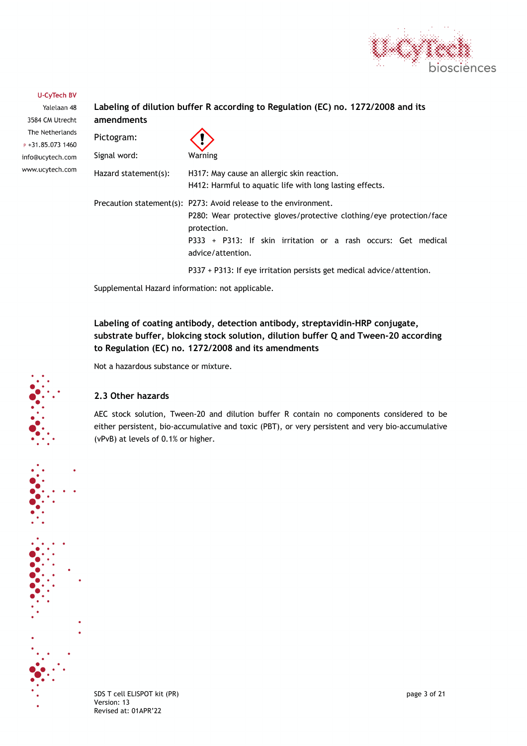**Labeling of dilution buffer R according to Regulation (EC) no. 1272/2008 and its amendments**

| | |
|---|---|
| Pictogram: | |
| Signal word: | Warning |
| Hazard statement(s): | H317: May cause an allergic skin reaction.<br>H412: Harmful to aquatic life with long lasting effects. |
| Precaution statement(s): | P273: Avoid release to the environment.<br>P280: Wear protective gloves/protective clothing/eye protection/face protection.<br>P333 + P313: If skin irritation or a rash occurs: Get medical advice/attention.<br>P337 + P313: If eye irritation persists get medical advice/attention. |

Supplemental Hazard information: not applicable.

**Labeling of coating antibody, detection antibody, streptavidin-HRP conjugate, substrate buffer, blokcing stock solution, dilution buffer Q and Tween-20 according to Regulation (EC) no. 1272/2008 and its amendments**

Not a hazardous substance or mixture.

## 2.3 Other hazards

AEC stock solution, Tween-20 and dilution buffer R contain no components considered to be either persistent, bio-accumulative and toxic (PBT), or very persistent and very bio-accumulative (vPvB) at levels of 0.1% or higher.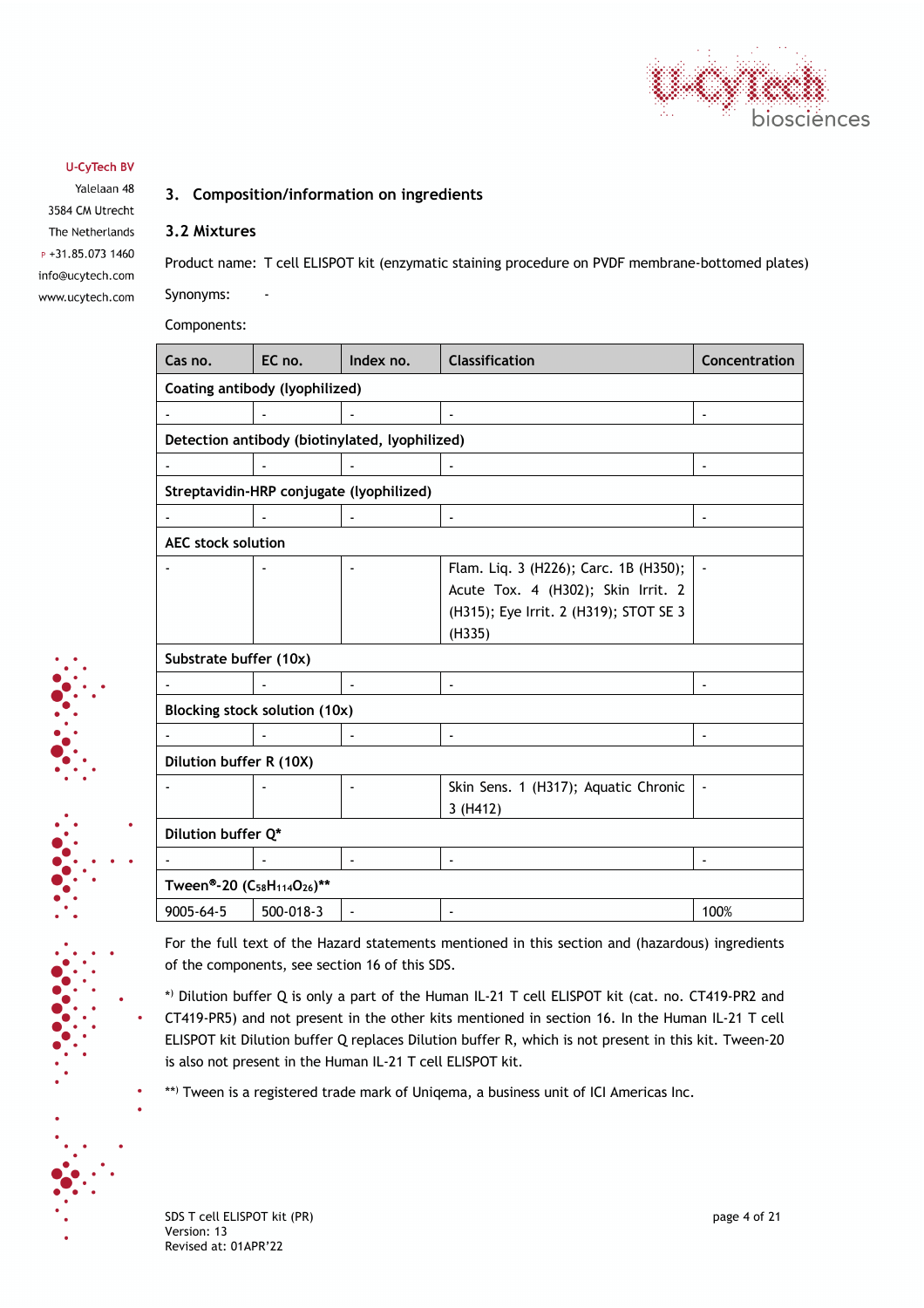U-CyTech BV
Yalelaan 48
3584 CM Utrecht
The Netherlands
P +31.85.073 1460
info@ucytech.com
www.ucytech.com

## 3. Composition/information on ingredients

### 3.2 Mixtures

Product name: T cell ELISPOT kit (enzymatic staining procedure on PVDF membrane-bottomed plates)

Synonyms: -

Components:

| Cas no. | EC no. | Index no. | Classification | Concentration |
|---|---|---|---|---|
| **Coating antibody (lyophilized)** | | | | |
| - | - | - | - | - |
| **Detection antibody (biotinylated, lyophilized)** | | | | |
| - | - | - | - | - |
| **Streptavidin-HRP conjugate (lyophilized)** | | | | |
| - | - | - | - | - |
| **AEC stock solution** | | | | |
| - | - | - | Flam. Liq. 3 (H226); Carc. 1B (H350); Acute Tox. 4 (H302); Skin Irrit. 2 (H315); Eye Irrit. 2 (H319); STOT SE 3 (H335) | - |
| **Substrate buffer (10x)** | | | | |
| - | - | - | - | - |
| **Blocking stock solution (10x)** | | | | |
| - | - | - | - | - |
| **Dilution buffer R (10X)** | | | | |
| - | - | - | Skin Sens. 1 (H317); Aquatic Chronic 3 (H412) | - |
| **Dilution buffer Q*** | | | | |
| - | - | - | - | - |
| **Tween®-20 ($C_{58}H_{114}O_{26}$)**** | | | | |
| 9005-64-5 | 500-018-3 | - | - | 100% |

For the full text of the Hazard statements mentioned in this section and (hazardous) ingredients of the components, see section 16 of this SDS.

*) Dilution buffer Q is only a part of the Human IL-21 T cell ELISPOT kit (cat. no. CT419-PR2 and CT419-PR5) and not present in the other kits mentioned in section 16. In the Human IL-21 T cell ELISPOT kit Dilution buffer Q replaces Dilution buffer R, which is not present in this kit. Tween-20 is also not present in the Human IL-21 T cell ELISPOT kit.

**) Tween is a registered trade mark of Uniqema, a business unit of ICI Americas Inc.

SDS T cell ELISPOT kit (PR)
Version: 13
Revised at: 01APR'22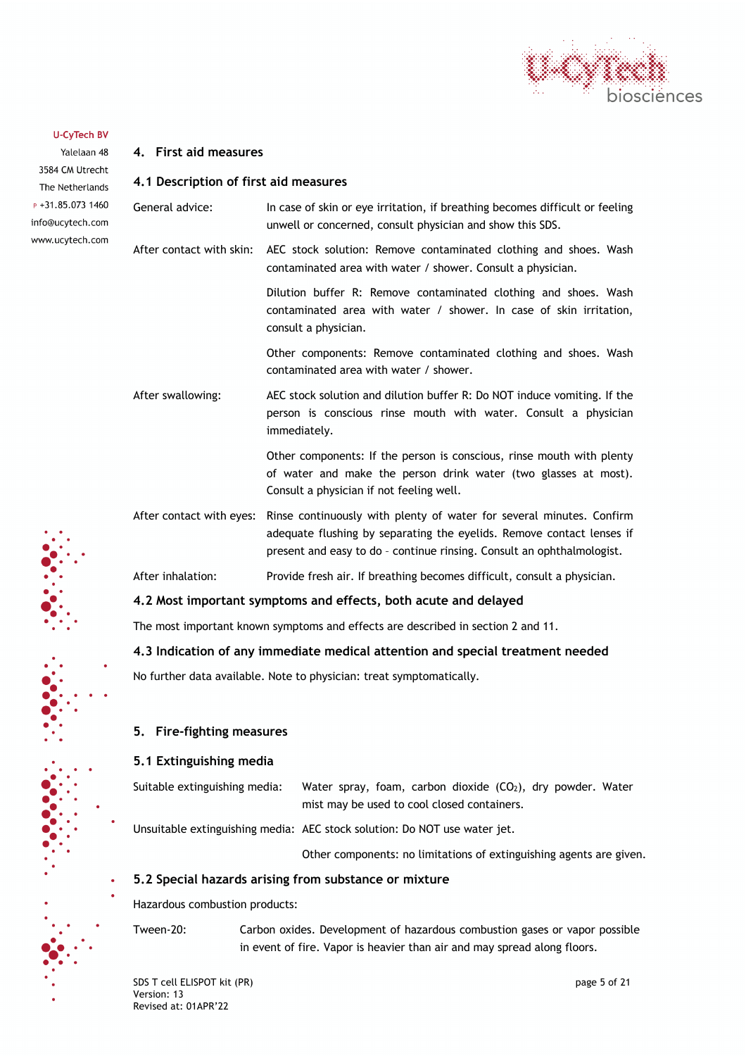U-CyTech BV
Yalelaan 48
3584 CM Utrecht
The Netherlands
P +31.85.073 1460
info@ucytech.com
www.ucytech.com

## 4. First aid measures

### 4.1 Description of first aid measures

| | |
|---|---|
| General advice: | In case of skin or eye irritation, if breathing becomes difficult or feeling unwell or concerned, consult physician and show this SDS. |
| After contact with skin: | AEC stock solution: Remove contaminated clothing and shoes. Wash contaminated area with water / shower. Consult a physician. |
| | Dilution buffer R: Remove contaminated clothing and shoes. Wash contaminated area with water / shower. In case of skin irritation, consult a physician. |
| | Other components: Remove contaminated clothing and shoes. Wash contaminated area with water / shower. |
| After swallowing: | AEC stock solution and dilution buffer R: Do NOT induce vomiting. If the person is conscious rinse mouth with water. Consult a physician immediately. |
| | Other components: If the person is conscious, rinse mouth with plenty of water and make the person drink water (two glasses at most). Consult a physician if not feeling well. |
| After contact with eyes: | Rinse continuously with plenty of water for several minutes. Confirm adequate flushing by separating the eyelids. Remove contact lenses if present and easy to do - continue rinsing. Consult an ophthalmologist. |
| After inhalation: | Provide fresh air. If breathing becomes difficult, consult a physician. |

### 4.2 Most important symptoms and effects, both acute and delayed

The most important known symptoms and effects are described in section 2 and 11.

### 4.3 Indication of any immediate medical attention and special treatment needed

No further data available. Note to physician: treat symptomatically.

## 5. Fire-fighting measures

### 5.1 Extinguishing media

| | |
|---|---|
| Suitable extinguishing media: | Water spray, foam, carbon dioxide ($CO_2$), dry powder. Water mist may be used to cool closed containers. |
| Unsuitable extinguishing media: | AEC stock solution: Do NOT use water jet. |
| | Other components: no limitations of extinguishing agents are given. |

### 5.2 Special hazards arising from substance or mixture

Hazardous combustion products:

| | |
|---|---|
| Tween-20: | Carbon oxides. Development of hazardous combustion gases or vapor possible in event of fire. Vapor is heavier than air and may spread along floors. |

SDS T cell ELISPOT kit (PR)
Version: 13
Revised at: 01APR'22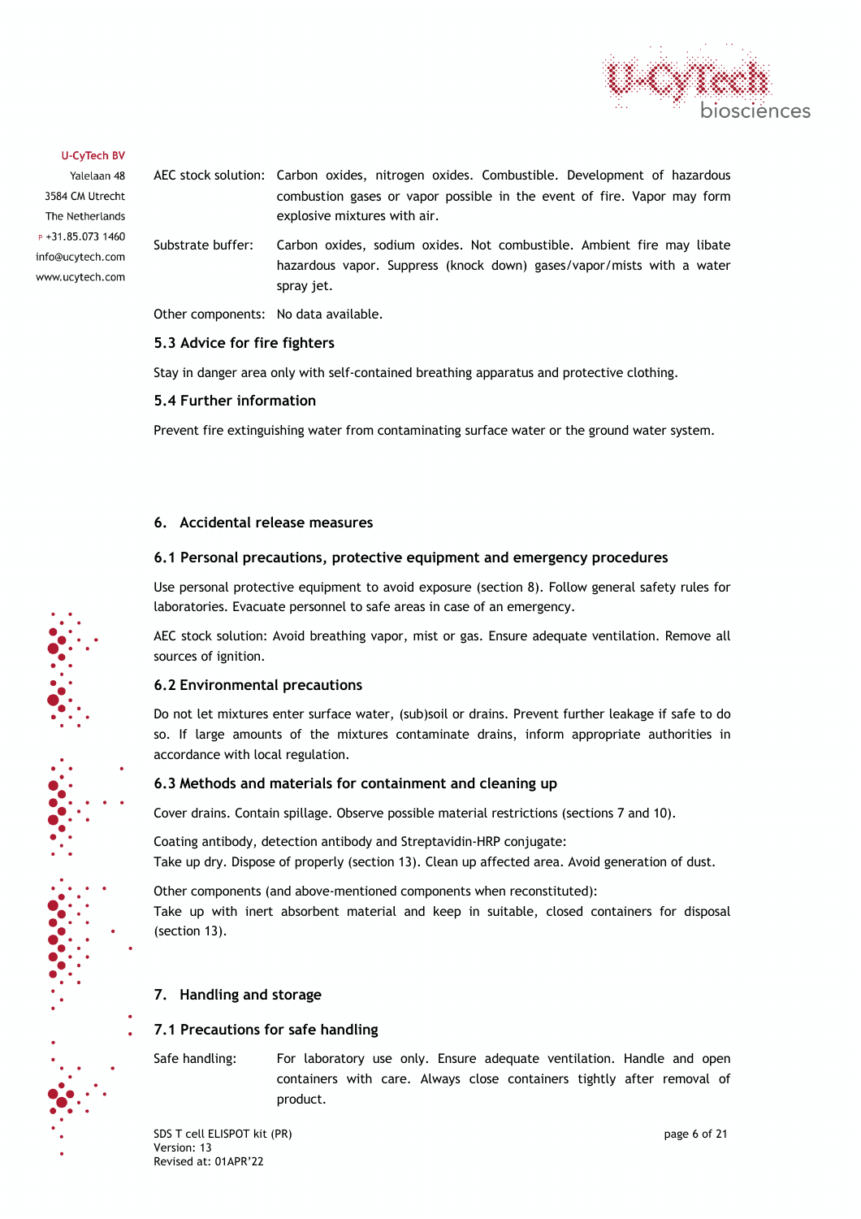| | |
|---|---|
| AEC stock solution: | Carbon oxides, nitrogen oxides. Combustible. Development of hazardous combustion gases or vapor possible in the event of fire. Vapor may form explosive mixtures with air. |
| Substrate buffer: | Carbon oxides, sodium oxides. Not combustible. Ambient fire may libate hazardous vapor. Suppress (knock down) gases/vapor/mists with a water spray jet. |
| Other components: | No data available. |

### 5.3 Advice for fire fighters

Stay in danger area only with self-contained breathing apparatus and protective clothing.

### 5.4 Further information

Prevent fire extinguishing water from contaminating surface water or the ground water system.

## 6. Accidental release measures

### 6.1 Personal precautions, protective equipment and emergency procedures

Use personal protective equipment to avoid exposure (section 8). Follow general safety rules for laboratories. Evacuate personnel to safe areas in case of an emergency.

AEC stock solution: Avoid breathing vapor, mist or gas. Ensure adequate ventilation. Remove all sources of ignition.

### 6.2 Environmental precautions

Do not let mixtures enter surface water, (sub)soil or drains. Prevent further leakage if safe to do so. If large amounts of the mixtures contaminate drains, inform appropriate authorities in accordance with local regulation.

### 6.3 Methods and materials for containment and cleaning up

Cover drains. Contain spillage. Observe possible material restrictions (sections 7 and 10).

Coating antibody, detection antibody and Streptavidin-HRP conjugate:
Take up dry. Dispose of properly (section 13). Clean up affected area. Avoid generation of dust.

Other components (and above-mentioned components when reconstituted):
Take up with inert absorbent material and keep in suitable, closed containers for disposal (section 13).

## 7. Handling and storage

### 7.1 Precautions for safe handling

| | |
|---|---|
| Safe handling: | For laboratory use only. Ensure adequate ventilation. Handle and open containers with care. Always close containers tightly after removal of product. |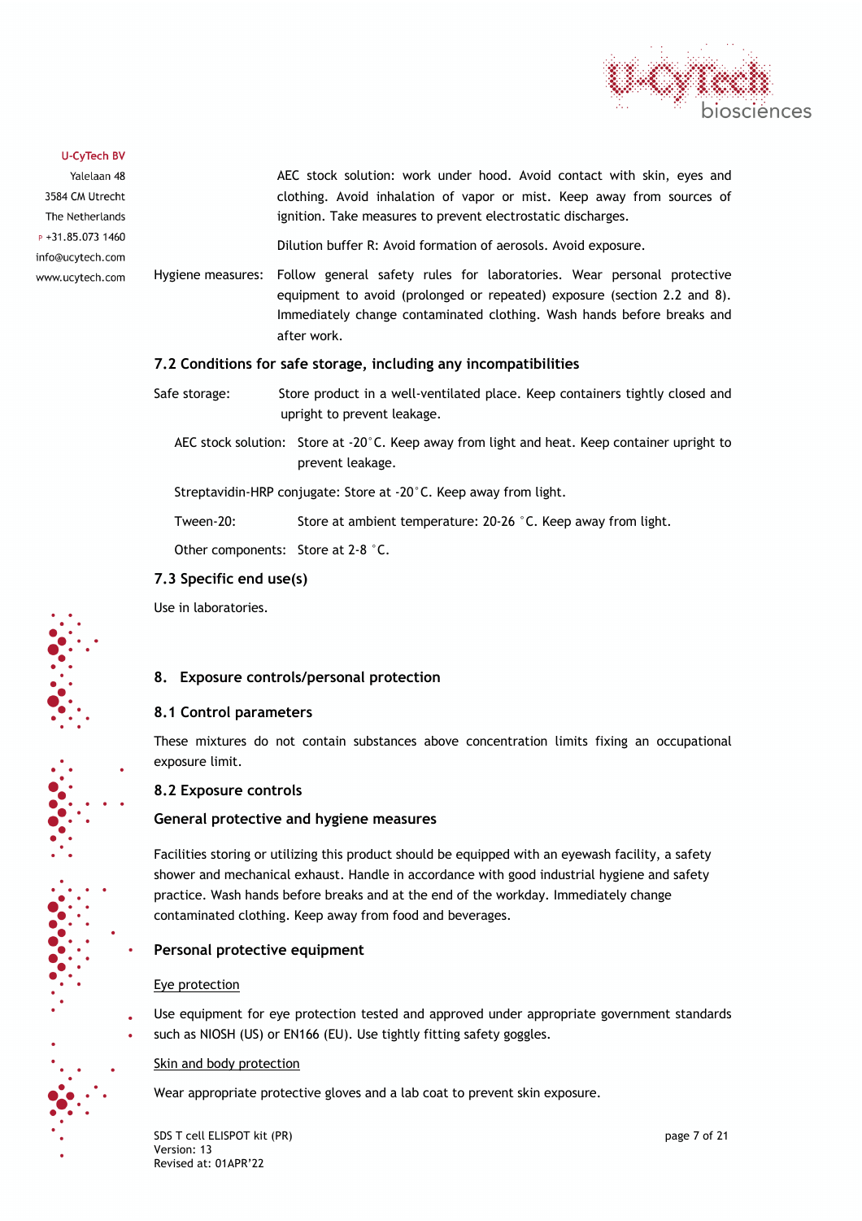AEC stock solution: work under hood. Avoid contact with skin, eyes and clothing. Avoid inhalation of vapor or mist. Keep away from sources of ignition. Take measures to prevent electrostatic discharges.

Dilution buffer R: Avoid formation of aerosols. Avoid exposure.

Hygiene measures: Follow general safety rules for laboratories. Wear personal protective equipment to avoid (prolonged or repeated) exposure (section 2.2 and 8). Immediately change contaminated clothing. Wash hands before breaks and after work.

### 7.2 Conditions for safe storage, including any incompatibilities

Safe storage: Store product in a well-ventilated place. Keep containers tightly closed and upright to prevent leakage.

AEC stock solution: Store at -20˚C. Keep away from light and heat. Keep container upright to prevent leakage.

Streptavidin-HRP conjugate: Store at -20˚C. Keep away from light.

Tween-20: Store at ambient temperature: 20-26 ˚C. Keep away from light.

Other components: Store at 2-8 ˚C.

### 7.3 Specific end use(s)

Use in laboratories.

## 8. Exposure controls/personal protection

### 8.1 Control parameters

These mixtures do not contain substances above concentration limits fixing an occupational exposure limit.

### 8.2 Exposure controls

#### General protective and hygiene measures

Facilities storing or utilizing this product should be equipped with an eyewash facility, a safety shower and mechanical exhaust. Handle in accordance with good industrial hygiene and safety practice. Wash hands before breaks and at the end of the workday. Immediately change contaminated clothing. Keep away from food and beverages.

#### Personal protective equipment

Eye protection

Use equipment for eye protection tested and approved under appropriate government standards such as NIOSH (US) or EN166 (EU). Use tightly fitting safety goggles.

Skin and body protection

Wear appropriate protective gloves and a lab coat to prevent skin exposure.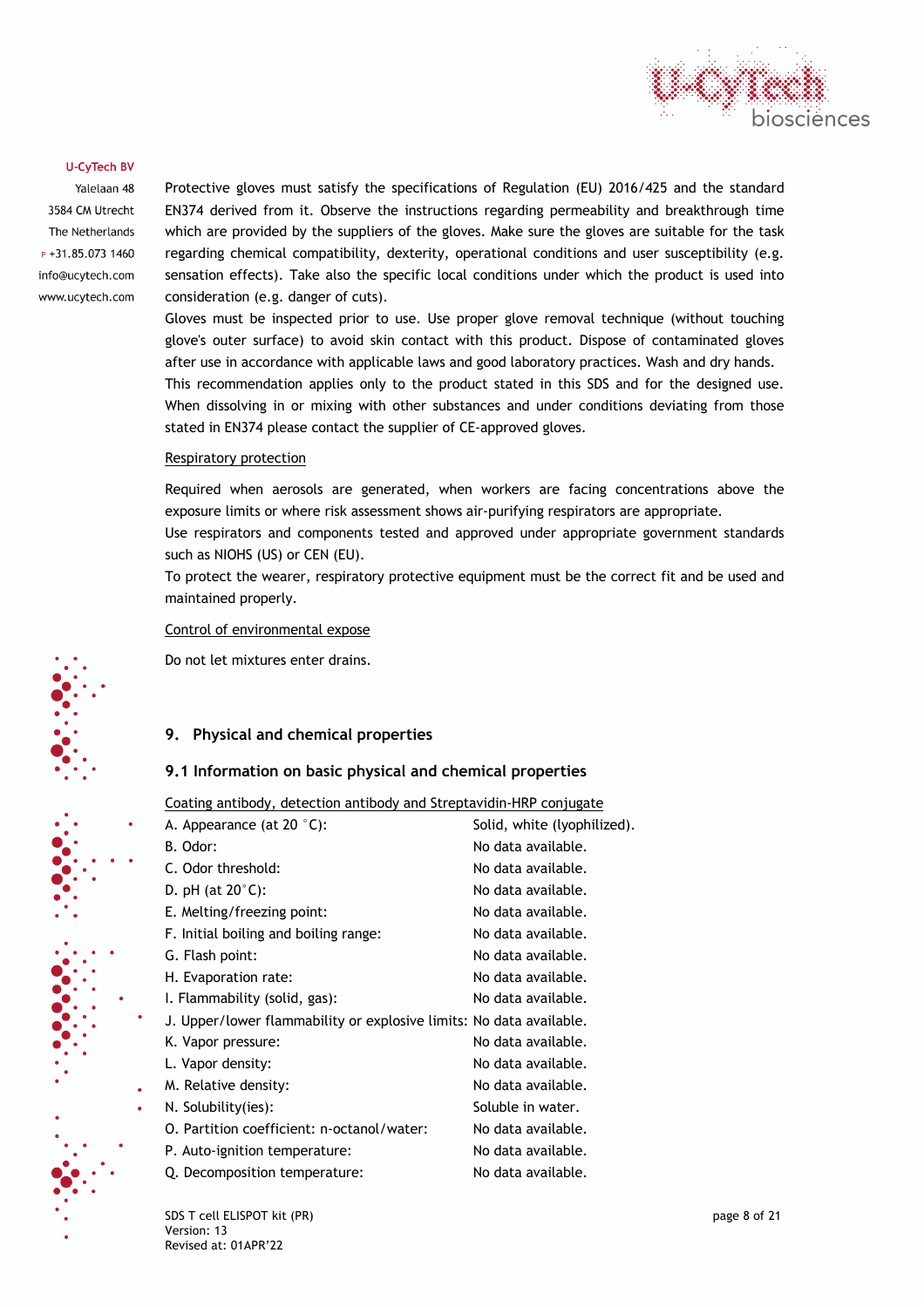Protective gloves must satisfy the specifications of Regulation (EU) 2016/425 and the standard EN374 derived from it. Observe the instructions regarding permeability and breakthrough time which are provided by the suppliers of the gloves. Make sure the gloves are suitable for the task regarding chemical compatibility, dexterity, operational conditions and user susceptibility (e.g. sensation effects). Take also the specific local conditions under which the product is used into consideration (e.g. danger of cuts).

Gloves must be inspected prior to use. Use proper glove removal technique (without touching glove's outer surface) to avoid skin contact with this product. Dispose of contaminated gloves after use in accordance with applicable laws and good laboratory practices. Wash and dry hands.

This recommendation applies only to the product stated in this SDS and for the designed use. When dissolving in or mixing with other substances and under conditions deviating from those stated in EN374 please contact the supplier of CE-approved gloves.

Respiratory protection

Required when aerosols are generated, when workers are facing concentrations above the exposure limits or where risk assessment shows air-purifying respirators are appropriate.

Use respirators and components tested and approved under appropriate government standards such as NIOHS (US) or CEN (EU).

To protect the wearer, respiratory protective equipment must be the correct fit and be used and maintained properly.

Control of environmental expose

Do not let mixtures enter drains.

## 9. Physical and chemical properties

### 9.1 Information on basic physical and chemical properties

Coating antibody, detection antibody and Streptavidin-HRP conjugate

| | |
|---|---|
| A. Appearance (at 20 °C): | Solid, white (lyophilized). |
| B. Odor: | No data available. |
| C. Odor threshold: | No data available. |
| D. pH (at 20°C): | No data available. |
| E. Melting/freezing point: | No data available. |
| F. Initial boiling and boiling range: | No data available. |
| G. Flash point: | No data available. |
| H. Evaporation rate: | No data available. |
| I. Flammability (solid, gas): | No data available. |
| J. Upper/lower flammability or explosive limits: | No data available. |
| K. Vapor pressure: | No data available. |
| L. Vapor density: | No data available. |
| M. Relative density: | No data available. |
| N. Solubility(ies): | Soluble in water. |
| O. Partition coefficient: n-octanol/water: | No data available. |
| P. Auto-ignition temperature: | No data available. |
| Q. Decomposition temperature: | No data available. |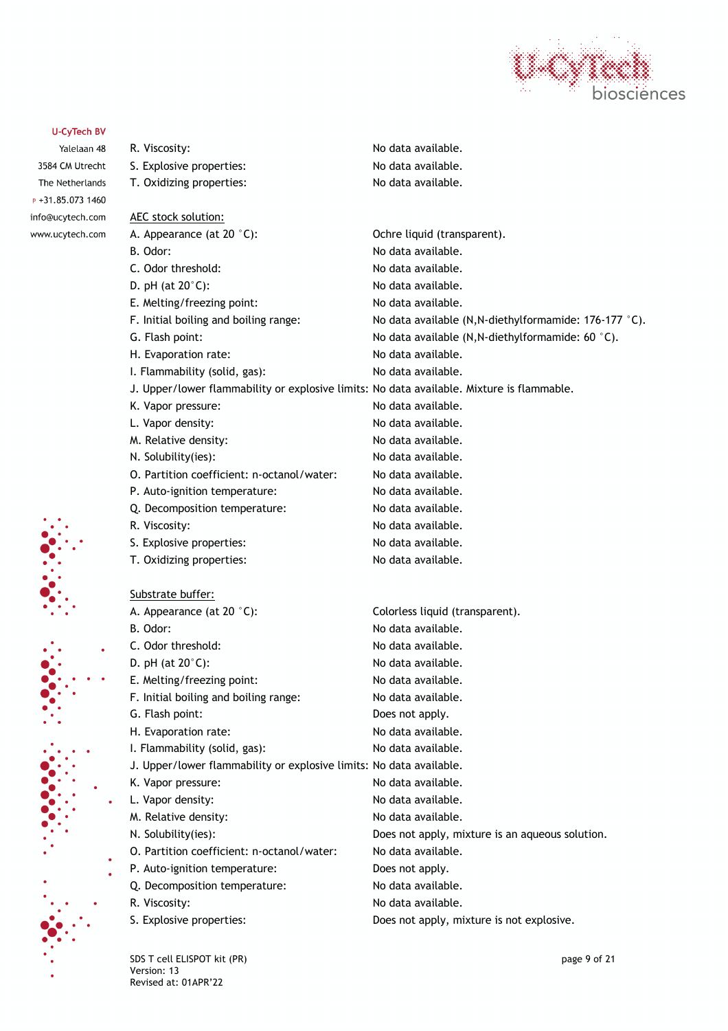R. Viscosity: No data available.
S. Explosive properties: No data available.
T. Oxidizing properties: No data available.

AEC stock solution:

| | |
|---|---|
| A. Appearance (at 20 °C): | Ochre liquid (transparent). |
| B. Odor: | No data available. |
| C. Odor threshold: | No data available. |
| D. pH (at 20°C): | No data available. |
| E. Melting/freezing point: | No data available. |
| F. Initial boiling and boiling range: | No data available (N,N-diethylformamide: 176-177 °C). |
| G. Flash point: | No data available (N,N-diethylformamide: 60 °C). |
| H. Evaporation rate: | No data available. |
| I. Flammability (solid, gas): | No data available. |
| J. Upper/lower flammability or explosive limits: | No data available. Mixture is flammable. |
| K. Vapor pressure: | No data available. |
| L. Vapor density: | No data available. |
| M. Relative density: | No data available. |
| N. Solubility(ies): | No data available. |
| O. Partition coefficient: n-octanol/water: | No data available. |
| P. Auto-ignition temperature: | No data available. |
| Q. Decomposition temperature: | No data available. |
| R. Viscosity: | No data available. |
| S. Explosive properties: | No data available. |
| T. Oxidizing properties: | No data available. |

Substrate buffer:

| | |
|---|---|
| A. Appearance (at 20 °C): | Colorless liquid (transparent). |
| B. Odor: | No data available. |
| C. Odor threshold: | No data available. |
| D. pH (at 20°C): | No data available. |
| E. Melting/freezing point: | No data available. |
| F. Initial boiling and boiling range: | No data available. |
| G. Flash point: | Does not apply. |
| H. Evaporation rate: | No data available. |
| I. Flammability (solid, gas): | No data available. |
| J. Upper/lower flammability or explosive limits: | No data available. |
| K. Vapor pressure: | No data available. |
| L. Vapor density: | No data available. |
| M. Relative density: | No data available. |
| N. Solubility(ies): | Does not apply, mixture is an aqueous solution. |
| O. Partition coefficient: n-octanol/water: | No data available. |
| P. Auto-ignition temperature: | Does not apply. |
| Q. Decomposition temperature: | No data available. |
| R. Viscosity: | No data available. |
| S. Explosive properties: | Does not apply, mixture is not explosive. |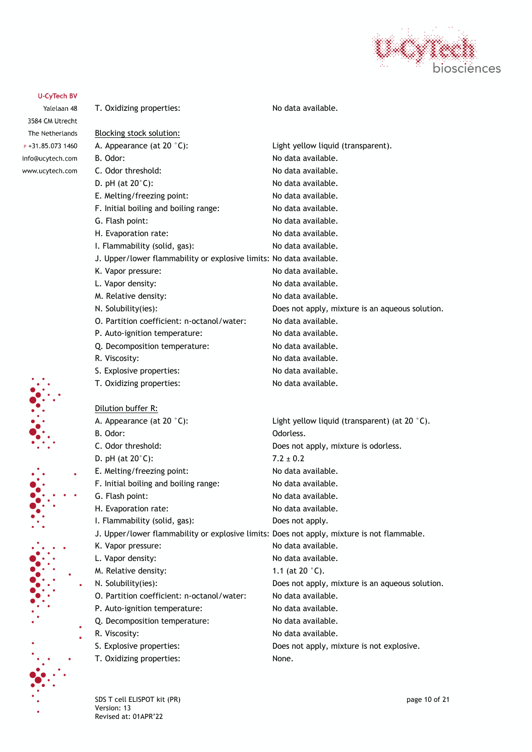T. Oxidizing properties: No data available.

Blocking stock solution:

| | |
|---|---|
| A. Appearance (at 20 °C): | Light yellow liquid (transparent). |
| B. Odor: | No data available. |
| C. Odor threshold: | No data available. |
| D. pH (at 20°C): | No data available. |
| E. Melting/freezing point: | No data available. |
| F. Initial boiling and boiling range: | No data available. |
| G. Flash point: | No data available. |
| H. Evaporation rate: | No data available. |
| I. Flammability (solid, gas): | No data available. |
| J. Upper/lower flammability or explosive limits: | No data available. |
| K. Vapor pressure: | No data available. |
| L. Vapor density: | No data available. |
| M. Relative density: | No data available. |
| N. Solubility(ies): | Does not apply, mixture is an aqueous solution. |
| O. Partition coefficient: n-octanol/water: | No data available. |
| P. Auto-ignition temperature: | No data available. |
| Q. Decomposition temperature: | No data available. |
| R. Viscosity: | No data available. |
| S. Explosive properties: | No data available. |
| T. Oxidizing properties: | No data available. |

Dilution buffer R:

| | |
|---|---|
| A. Appearance (at 20 °C): | Light yellow liquid (transparent) (at 20 °C). |
| B. Odor: | Odorless. |
| C. Odor threshold: | Does not apply, mixture is odorless. |
| D. pH (at 20°C): | 7.2 ± 0.2 |
| E. Melting/freezing point: | No data available. |
| F. Initial boiling and boiling range: | No data available. |
| G. Flash point: | No data available. |
| H. Evaporation rate: | No data available. |
| I. Flammability (solid, gas): | Does not apply. |
| J. Upper/lower flammability or explosive limits: | Does not apply, mixture is not flammable. |
| K. Vapor pressure: | No data available. |
| L. Vapor density: | No data available. |
| M. Relative density: | 1.1 (at 20 °C). |
| N. Solubility(ies): | Does not apply, mixture is an aqueous solution. |
| O. Partition coefficient: n-octanol/water: | No data available. |
| P. Auto-ignition temperature: | No data available. |
| Q. Decomposition temperature: | No data available. |
| R. Viscosity: | No data available. |
| S. Explosive properties: | Does not apply, mixture is not explosive. |
| T. Oxidizing properties: | None. |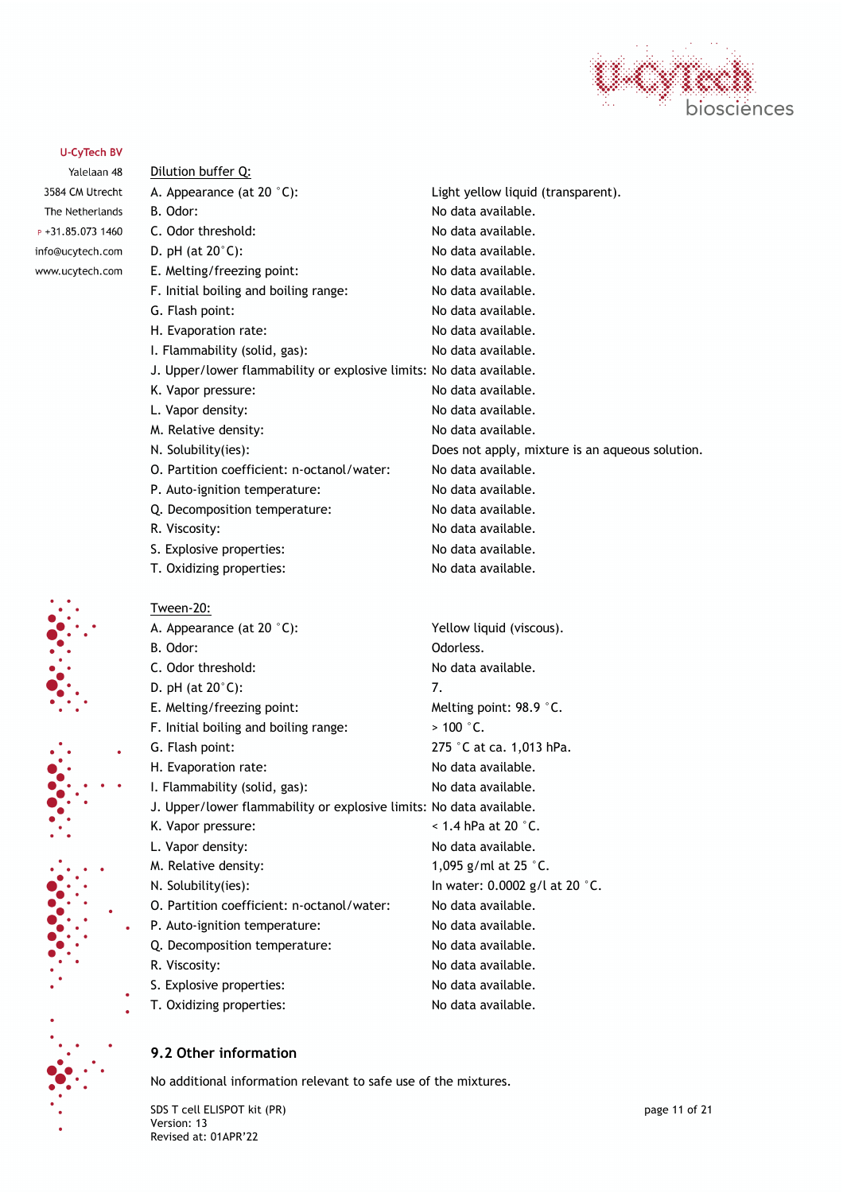Dilution buffer Q:

| | |
|---|---|
| A. Appearance (at 20 °C): | Light yellow liquid (transparent). |
| B. Odor: | No data available. |
| C. Odor threshold: | No data available. |
| D. pH (at 20°C): | No data available. |
| E. Melting/freezing point: | No data available. |
| F. Initial boiling and boiling range: | No data available. |
| G. Flash point: | No data available. |
| H. Evaporation rate: | No data available. |
| I. Flammability (solid, gas): | No data available. |
| J. Upper/lower flammability or explosive limits: | No data available. |
| K. Vapor pressure: | No data available. |
| L. Vapor density: | No data available. |
| M. Relative density: | No data available. |
| N. Solubility(ies): | Does not apply, mixture is an aqueous solution. |
| O. Partition coefficient: n-octanol/water: | No data available. |
| P. Auto-ignition temperature: | No data available. |
| Q. Decomposition temperature: | No data available. |
| R. Viscosity: | No data available. |
| S. Explosive properties: | No data available. |
| T. Oxidizing properties: | No data available. |

Tween-20:

| | |
|---|---|
| A. Appearance (at 20 °C): | Yellow liquid (viscous). |
| B. Odor: | Odorless. |
| C. Odor threshold: | No data available. |
| D. pH (at 20°C): | 7. |
| E. Melting/freezing point: | Melting point: 98.9 °C. |
| F. Initial boiling and boiling range: | > 100 °C. |
| G. Flash point: | 275 °C at ca. 1,013 hPa. |
| H. Evaporation rate: | No data available. |
| I. Flammability (solid, gas): | No data available. |
| J. Upper/lower flammability or explosive limits: | No data available. |
| K. Vapor pressure: | < 1.4 hPa at 20 °C. |
| L. Vapor density: | No data available. |
| M. Relative density: | 1,095 g/ml at 25 °C. |
| N. Solubility(ies): | In water: 0.0002 g/l at 20 °C. |
| O. Partition coefficient: n-octanol/water: | No data available. |
| P. Auto-ignition temperature: | No data available. |
| Q. Decomposition temperature: | No data available. |
| R. Viscosity: | No data available. |
| S. Explosive properties: | No data available. |
| T. Oxidizing properties: | No data available. |

## 9.2 Other information

No additional information relevant to safe use of the mixtures.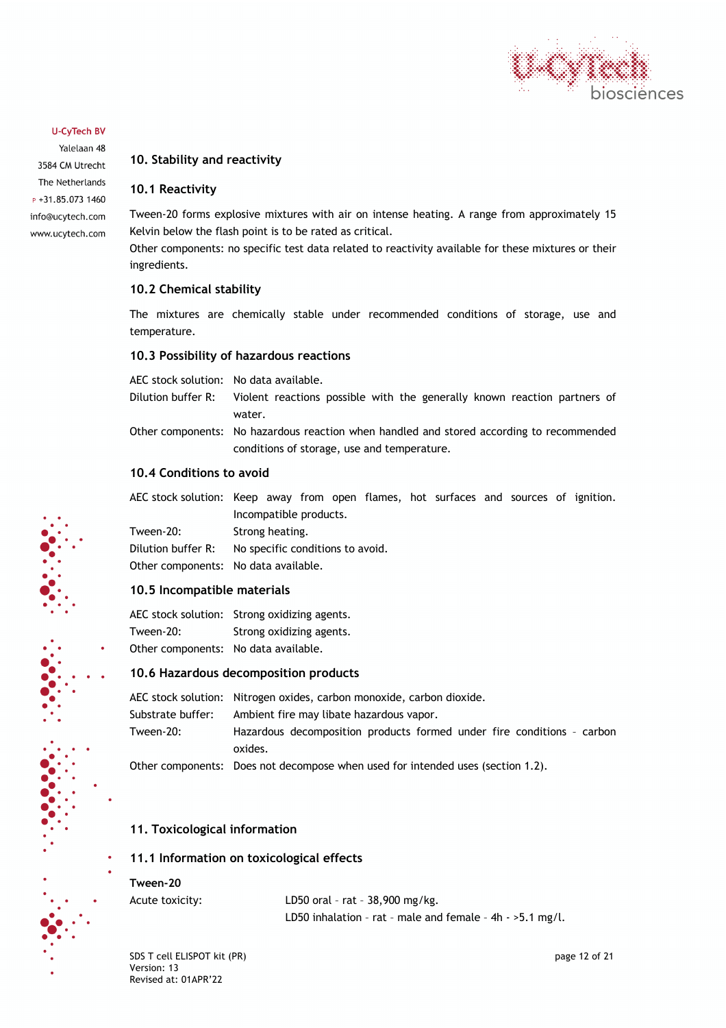## 10. Stability and reactivity

### 10.1 Reactivity

Tween-20 forms explosive mixtures with air on intense heating. A range from approximately 15 Kelvin below the flash point is to be rated as critical.
Other components: no specific test data related to reactivity available for these mixtures or their ingredients.

### 10.2 Chemical stability

The mixtures are chemically stable under recommended conditions of storage, use and temperature.

### 10.3 Possibility of hazardous reactions

| | |
|---|---|
| AEC stock solution: | No data available. |
| Dilution buffer R: | Violent reactions possible with the generally known reaction partners of water. |
| Other components: | No hazardous reaction when handled and stored according to recommended conditions of storage, use and temperature. |

### 10.4 Conditions to avoid

| | |
|---|---|
| AEC stock solution: | Keep away from open flames, hot surfaces and sources of ignition. Incompatible products. |
| Tween-20: | Strong heating. |
| Dilution buffer R: | No specific conditions to avoid. |
| Other components: | No data available. |

### 10.5 Incompatible materials

| | |
|---|---|
| AEC stock solution: | Strong oxidizing agents. |
| Tween-20: | Strong oxidizing agents. |
| Other components: | No data available. |

### 10.6 Hazardous decomposition products

| | |
|---|---|
| AEC stock solution: | Nitrogen oxides, carbon monoxide, carbon dioxide. |
| Substrate buffer: | Ambient fire may libate hazardous vapor. |
| Tween-20: | Hazardous decomposition products formed under fire conditions – carbon oxides. |
| Other components: | Does not decompose when used for intended uses (section 1.2). |

## 11. Toxicological information

### 11.1 Information on toxicological effects

**Tween-20**

| | |
|---|---|
| Acute toxicity: | LD50 oral – rat – 38,900 mg/kg. |
| | LD50 inhalation – rat – male and female – 4h - >5.1 mg/l. |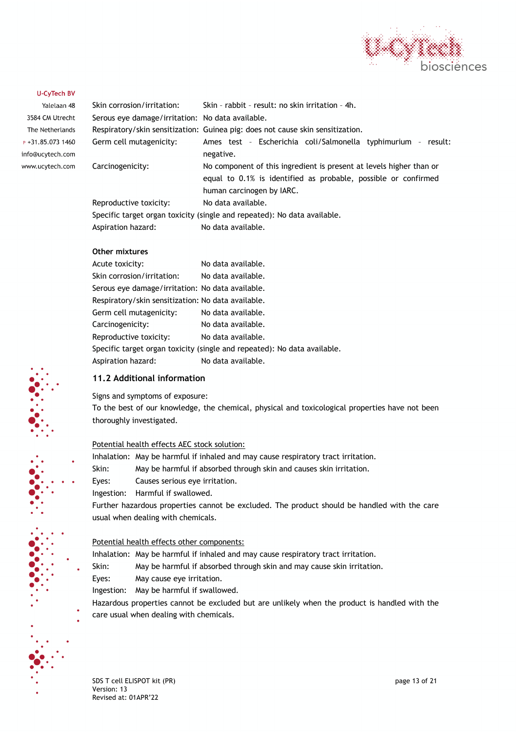Skin corrosion/irritation: Skin – rabbit – result: no skin irritation – 4h.

Serous eye damage/irritation: No data available.

Respiratory/skin sensitization: Guinea pig: does not cause skin sensitization.

Germ cell mutagenicity: Ames test – Escherichia coli/Salmonella typhimurium – result: negative.

Carcinogenicity: No component of this ingredient is present at levels higher than or equal to 0.1% is identified as probable, possible or confirmed human carcinogen by IARC.

Reproductive toxicity: No data available.

Specific target organ toxicity (single and repeated): No data available.

Aspiration hazard: No data available.

**Other mixtures**

Acute toxicity: No data available.

Skin corrosion/irritation: No data available.

Serous eye damage/irritation: No data available.

Respiratory/skin sensitization: No data available.

Germ cell mutagenicity: No data available.

Carcinogenicity: No data available.

Reproductive toxicity: No data available.

Specific target organ toxicity (single and repeated): No data available.

Aspiration hazard: No data available.

## 11.2 Additional information

Signs and symptoms of exposure:
To the best of our knowledge, the chemical, physical and toxicological properties have not been thoroughly investigated.

Potential health effects AEC stock solution:

Inhalation: May be harmful if inhaled and may cause respiratory tract irritation.
Skin: May be harmful if absorbed through skin and causes skin irritation.
Eyes: Causes serious eye irritation.
Ingestion: Harmful if swallowed.

Further hazardous properties cannot be excluded. The product should be handled with the care usual when dealing with chemicals.

Potential health effects other components:

Inhalation: May be harmful if inhaled and may cause respiratory tract irritation.
Skin: May be harmful if absorbed through skin and may cause skin irritation.
Eyes: May cause eye irritation.
Ingestion: May be harmful if swallowed.

Hazardous properties cannot be excluded but are unlikely when the product is handled with the care usual when dealing with chemicals.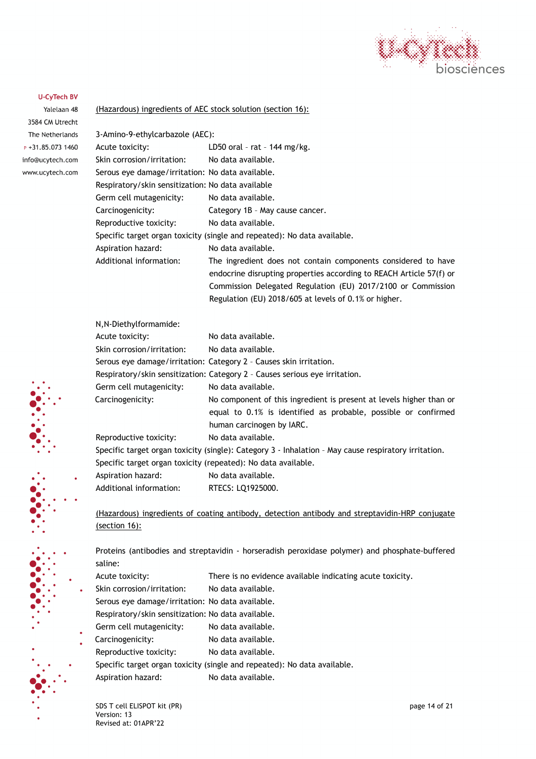(Hazardous) ingredients of AEC stock solution (section 16):

3-Amino-9-ethylcarbazole (AEC):

| | |
|---|---|
| Acute toxicity: | LD50 oral – rat – 144 mg/kg. |
| Skin corrosion/irritation: | No data available. |
| Serous eye damage/irritation: | No data available. |
| Respiratory/skin sensitization: | No data available |
| Germ cell mutagenicity: | No data available. |
| Carcinogenicity: | Category 1B – May cause cancer. |
| Reproductive toxicity: | No data available. |
| Specific target organ toxicity (single and repeated): | No data available. |
| Aspiration hazard: | No data available. |
| Additional information: | The ingredient does not contain components considered to have endocrine disrupting properties according to REACH Article 57(f) or Commission Delegated Regulation (EU) 2017/2100 or Commission Regulation (EU) 2018/605 at levels of 0.1% or higher. |

N,N-Diethylformamide:

| | |
|---|---|
| Acute toxicity: | No data available. |
| Skin corrosion/irritation: | No data available. |
| Serous eye damage/irritation: | Category 2 – Causes skin irritation. |
| Respiratory/skin sensitization: | Category 2 - Causes serious eye irritation. |
| Germ cell mutagenicity: | No data available. |
| Carcinogenicity: | No component of this ingredient is present at levels higher than or equal to 0.1% is identified as probable, possible or confirmed human carcinogen by IARC. |
| Reproductive toxicity: | No data available. |
| Specific target organ toxicity (single): | Category 3 - Inhalation – May cause respiratory irritation. |
| Specific target organ toxicity (repeated): | No data available. |
| Aspiration hazard: | No data available. |
| Additional information: | RTECS: LQ1925000. |

(Hazardous) ingredients of coating antibody, detection antibody and streptavidin-HRP conjugate (section 16):

Proteins (antibodies and streptavidin - horseradish peroxidase polymer) and phosphate-buffered saline:

| | |
|---|---|
| Acute toxicity: | There is no evidence available indicating acute toxicity. |
| Skin corrosion/irritation: | No data available. |
| Serous eye damage/irritation: | No data available. |
| Respiratory/skin sensitization: | No data available. |
| Germ cell mutagenicity: | No data available. |
| Carcinogenicity: | No data available. |
| Reproductive toxicity: | No data available. |
| Specific target organ toxicity (single and repeated): | No data available. |
| Aspiration hazard: | No data available. |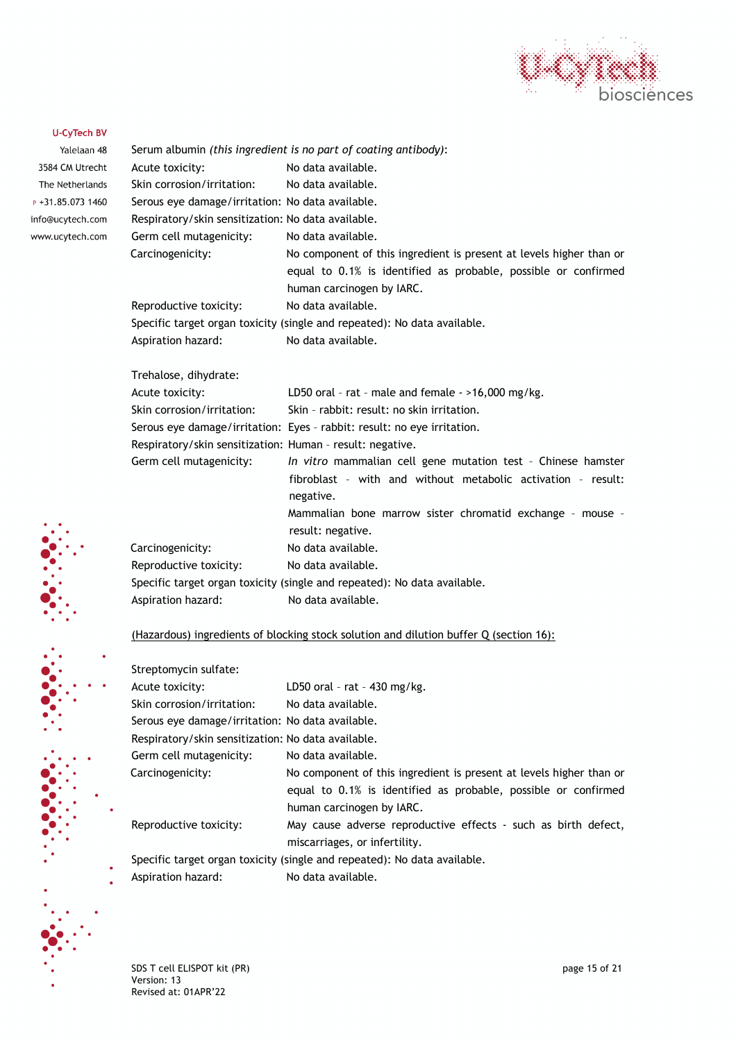Serum albumin *(this ingredient is no part of coating antibody)*:

Acute toxicity: No data available.
Skin corrosion/irritation: No data available.
Serous eye damage/irritation: No data available.
Respiratory/skin sensitization: No data available.
Germ cell mutagenicity: No data available.
Carcinogenicity: No component of this ingredient is present at levels higher than or equal to 0.1% is identified as probable, possible or confirmed human carcinogen by IARC.
Reproductive toxicity: No data available.
Specific target organ toxicity (single and repeated): No data available.
Aspiration hazard: No data available.

Trehalose, dihydrate:

Acute toxicity: LD50 oral – rat – male and female - >16,000 mg/kg.
Skin corrosion/irritation: Skin – rabbit: result: no skin irritation.
Serous eye damage/irritation: Eyes – rabbit: result: no eye irritation.
Respiratory/skin sensitization: Human – result: negative.
Germ cell mutagenicity: *In vitro* mammalian cell gene mutation test – Chinese hamster fibroblast – with and without metabolic activation – result: negative.
Mammalian bone marrow sister chromatid exchange – mouse – result: negative.
Carcinogenicity: No data available.
Reproductive toxicity: No data available.
Specific target organ toxicity (single and repeated): No data available.
Aspiration hazard: No data available.

<u>(Hazardous) ingredients of blocking stock solution and dilution buffer Q (section 16):</u>

Streptomycin sulfate:

Acute toxicity: LD50 oral – rat – 430 mg/kg.
Skin corrosion/irritation: No data available.
Serous eye damage/irritation: No data available.
Respiratory/skin sensitization: No data available.
Germ cell mutagenicity: No data available.
Carcinogenicity: No component of this ingredient is present at levels higher than or equal to 0.1% is identified as probable, possible or confirmed human carcinogen by IARC.
Reproductive toxicity: May cause adverse reproductive effects - such as birth defect, miscarriages, or infertility.
Specific target organ toxicity (single and repeated): No data available.
Aspiration hazard: No data available.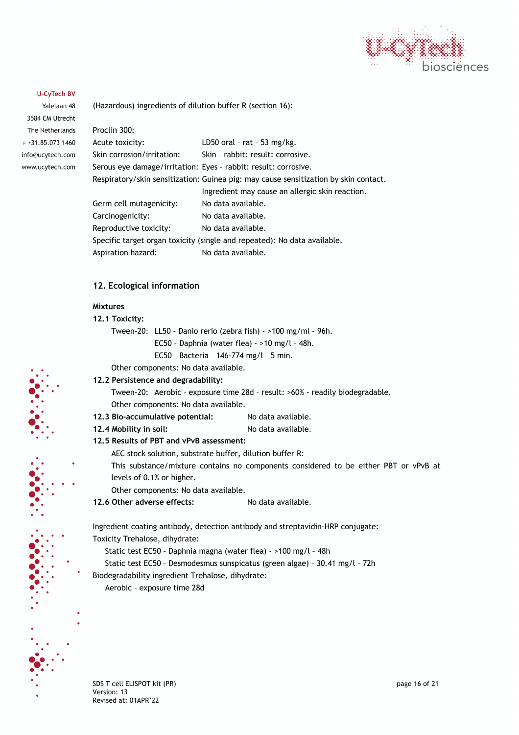U-CyTech BV
Yalelaan 48
3584 CM Utrecht
The Netherlands
P +31.85.073 1460
info@ucytech.com
www.ucytech.com

(Hazardous) ingredients of dilution buffer R (section 16):

Proclin 300:

| | |
|---|---|
| Acute toxicity: | LD50 oral - rat - 53 mg/kg. |
| Skin corrosion/irritation: | Skin - rabbit: result: corrosive. |
| Serous eye damage/irritation: | Eyes - rabbit: result: corrosive. |
| Respiratory/skin sensitization: | Guinea pig: may cause sensitization by skin contact. Ingredient may cause an allergic skin reaction. |
| Germ cell mutagenicity: | No data available. |
| Carcinogenicity: | No data available. |
| Reproductive toxicity: | No data available. |
| Specific target organ toxicity (single and repeated): | No data available. |
| Aspiration hazard: | No data available. |

## 12. Ecological information

**Mixtures**

**12.1 Toxicity:**

Tween-20: LL50 - Danio rerio (zebra fish) - >100 mg/ml - 96h.
EC50 - Daphnia (water flea) - >10 mg/l - 48h.
EC50 - Bacteria - 146-774 mg/l - 5 min.

Other components: No data available.

**12.2 Persistence and degradability:**

Tween-20: Aerobic - exposure time 28d - result: >60% - readily biodegradable.

Other components: No data available.

**12.3 Bio-accumulative potential:** No data available.

**12.4 Mobility in soil:** No data available.

**12.5 Results of PBT and vPvB assessment:**

AEC stock solution, substrate buffer, dilution buffer R:
This substance/mixture contains no components considered to be either PBT or vPvB at levels of 0.1% or higher.

Other components: No data available.

**12.6 Other adverse effects:** No data available.

Ingredient coating antibody, detection antibody and streptavidin-HRP conjugate:

Toxicity Trehalose, dihydrate:

Static test EC50 - Daphnia magna (water flea) - >100 mg/l - 48h
Static test EC50 - Desmodesmus sunspicatus (green algae) - 30.41 mg/l - 72h

Biodegradability ingredient Trehalose, dihydrate:

Aerobic - exposure time 28d

SDS T cell ELISPOT kit (PR)
Version: 13
Revised at: 01APR'22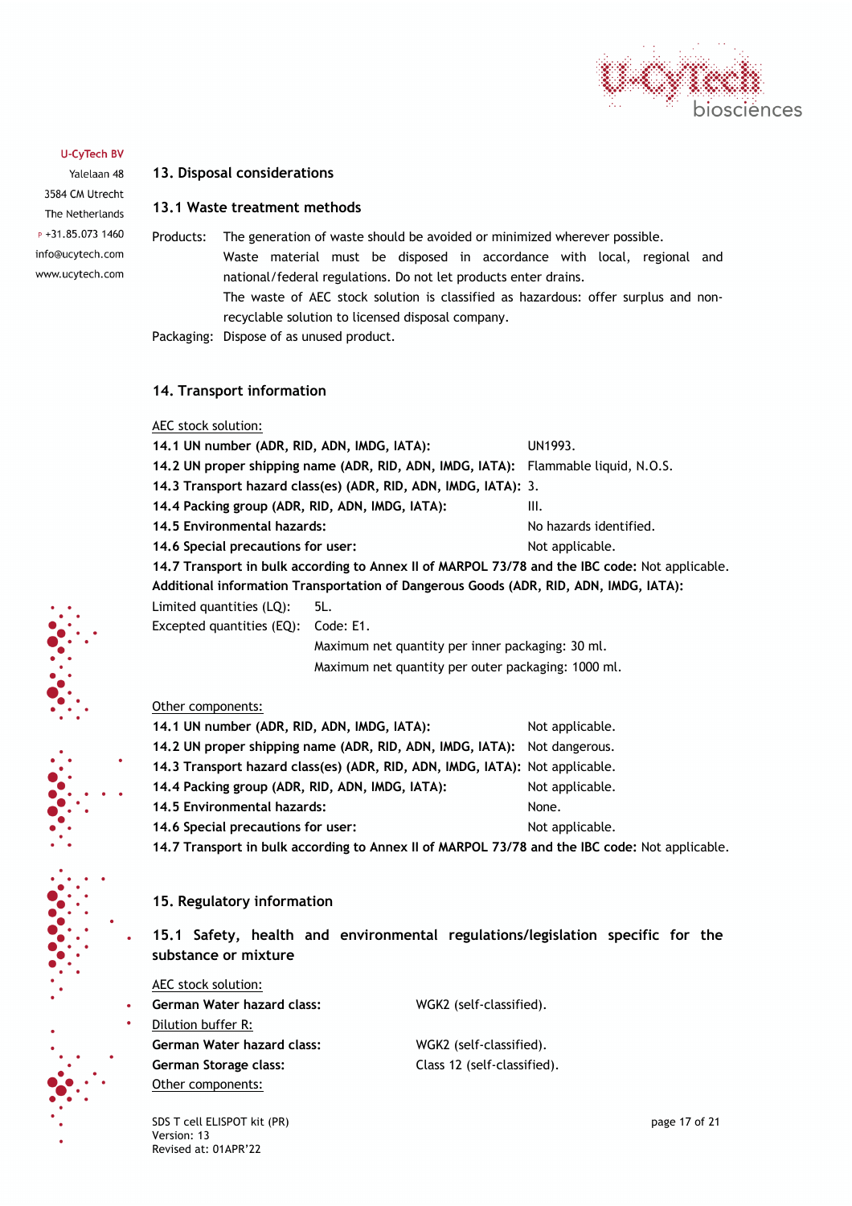## 13. Disposal considerations

### 13.1 Waste treatment methods

Products: The generation of waste should be avoided or minimized wherever possible. Waste material must be disposed in accordance with local, regional and national/federal regulations. Do not let products enter drains. The waste of AEC stock solution is classified as hazardous: offer surplus and non-recyclable solution to licensed disposal company.

Packaging: Dispose of as unused product.

## 14. Transport information

AEC stock solution:

**14.1 UN number (ADR, RID, ADN, IMDG, IATA):** UN1993.

**14.2 UN proper shipping name (ADR, RID, ADN, IMDG, IATA):** Flammable liquid, N.O.S.

**14.3 Transport hazard class(es) (ADR, RID, ADN, IMDG, IATA):** 3.

**14.4 Packing group (ADR, RID, ADN, IMDG, IATA):** III.

**14.5 Environmental hazards:** No hazards identified.

**14.6 Special precautions for user:** Not applicable.

**14.7 Transport in bulk according to Annex II of MARPOL 73/78 and the IBC code:** Not applicable.

**Additional information Transportation of Dangerous Goods (ADR, RID, ADN, IMDG, IATA):**

Limited quantities (LQ): 5L.

Excepted quantities (EQ): Code: E1.
Maximum net quantity per inner packaging: 30 ml.
Maximum net quantity per outer packaging: 1000 ml.

Other components:

**14.1 UN number (ADR, RID, ADN, IMDG, IATA):** Not applicable.

**14.2 UN proper shipping name (ADR, RID, ADN, IMDG, IATA):** Not dangerous.

**14.3 Transport hazard class(es) (ADR, RID, ADN, IMDG, IATA):** Not applicable.

**14.4 Packing group (ADR, RID, ADN, IMDG, IATA):** Not applicable.

**14.5 Environmental hazards:** None.

**14.6 Special precautions for user:** Not applicable.

**14.7 Transport in bulk according to Annex II of MARPOL 73/78 and the IBC code:** Not applicable.

## 15. Regulatory information

### 15.1 Safety, health and environmental regulations/legislation specific for the substance or mixture

AEC stock solution:

**German Water hazard class:** WGK2 (self-classified).

Dilution buffer R:

**German Water hazard class:** WGK2 (self-classified).

**German Storage class:** Class 12 (self-classified).

Other components: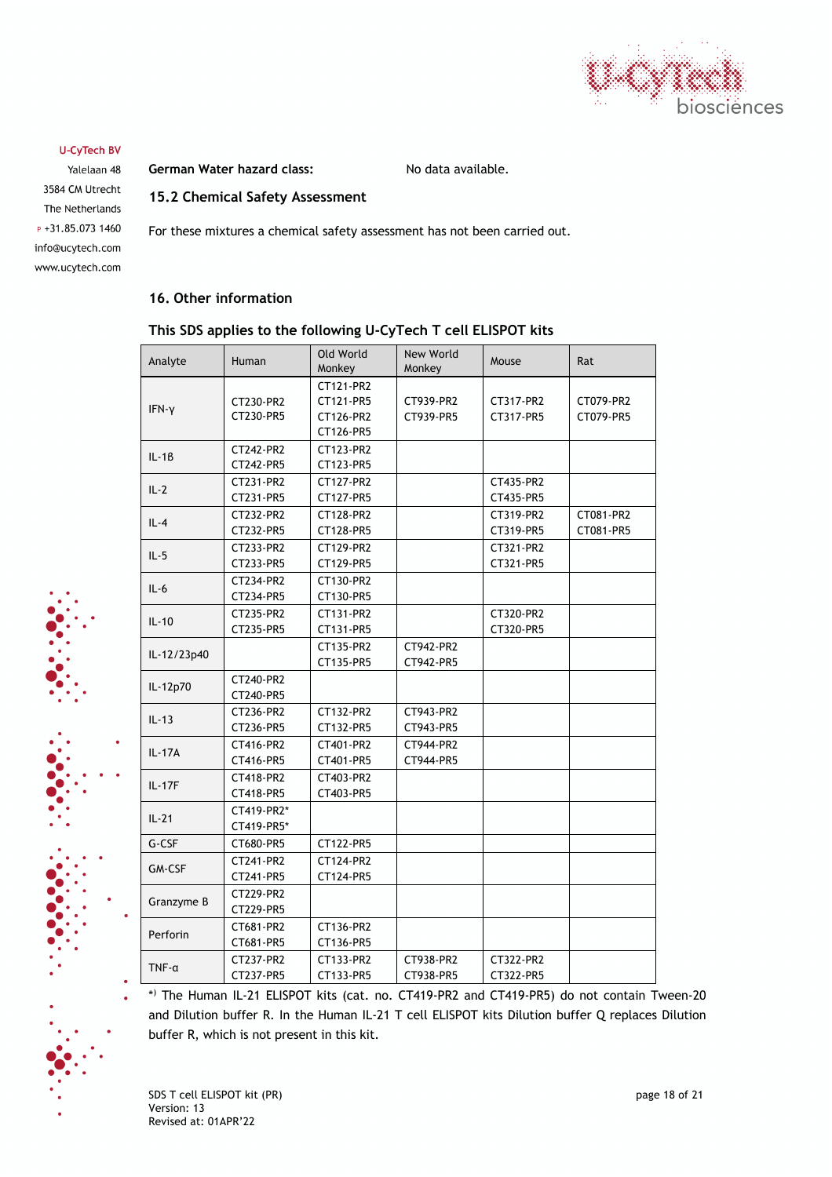U-CyTech BV
Yalelaan 48
3584 CM Utrecht
The Netherlands
P +31.85.073 1460
info@ucytech.com
www.ucytech.com

**German Water hazard class:** No data available.

### 15.2 Chemical Safety Assessment

For these mixtures a chemical safety assessment has not been carried out.

## 16. Other information

### This SDS applies to the following U-CyTech T cell ELISPOT kits

| Analyte | Human | Old World Monkey | New World Monkey | Mouse | Rat |
|---|---|---|---|---|---|
| IFN-γ | CT230-PR2 CT230-PR5 | CT121-PR2 CT121-PR5 CT126-PR2 CT126-PR5 | CT939-PR2 CT939-PR5 | CT317-PR2 CT317-PR5 | CT079-PR2 CT079-PR5 |
| IL-1β | CT242-PR2 CT242-PR5 | CT123-PR2 CT123-PR5 | | | |
| IL-2 | CT231-PR2 CT231-PR5 | CT127-PR2 CT127-PR5 | | CT435-PR2 CT435-PR5 | |
| IL-4 | CT232-PR2 CT232-PR5 | CT128-PR2 CT128-PR5 | | CT319-PR2 CT319-PR5 | CT081-PR2 CT081-PR5 |
| IL-5 | CT233-PR2 CT233-PR5 | CT129-PR2 CT129-PR5 | | CT321-PR2 CT321-PR5 | |
| IL-6 | CT234-PR2 CT234-PR5 | CT130-PR2 CT130-PR5 | | | |
| IL-10 | CT235-PR2 CT235-PR5 | CT131-PR2 CT131-PR5 | | CT320-PR2 CT320-PR5 | |
| IL-12/23p40 | | CT135-PR2 CT135-PR5 | CT942-PR2 CT942-PR5 | | |
| IL-12p70 | CT240-PR2 CT240-PR5 | | | | |
| IL-13 | CT236-PR2 CT236-PR5 | CT132-PR2 CT132-PR5 | CT943-PR2 CT943-PR5 | | |
| IL-17A | CT416-PR2 CT416-PR5 | CT401-PR2 CT401-PR5 | CT944-PR2 CT944-PR5 | | |
| IL-17F | CT418-PR2 CT418-PR5 | CT403-PR2 CT403-PR5 | | | |
| IL-21 | CT419-PR2* CT419-PR5* | | | | |
| G-CSF | CT680-PR5 | CT122-PR5 | | | |
| GM-CSF | CT241-PR2 CT241-PR5 | CT124-PR2 CT124-PR5 | | | |
| Granzyme B | CT229-PR2 CT229-PR5 | | | | |
| Perforin | CT681-PR2 CT681-PR5 | CT136-PR2 CT136-PR5 | | | |
| TNF-α | CT237-PR2 CT237-PR5 | CT133-PR2 CT133-PR5 | CT938-PR2 CT938-PR5 | CT322-PR2 CT322-PR5 | |

*) The Human IL-21 ELISPOT kits (cat. no. CT419-PR2 and CT419-PR5) do not contain Tween-20 and Dilution buffer R. In the Human IL-21 T cell ELISPOT kits Dilution buffer Q replaces Dilution buffer R, which is not present in this kit.

SDS T cell ELISPOT kit (PR)
Version: 13
Revised at: 01APR'22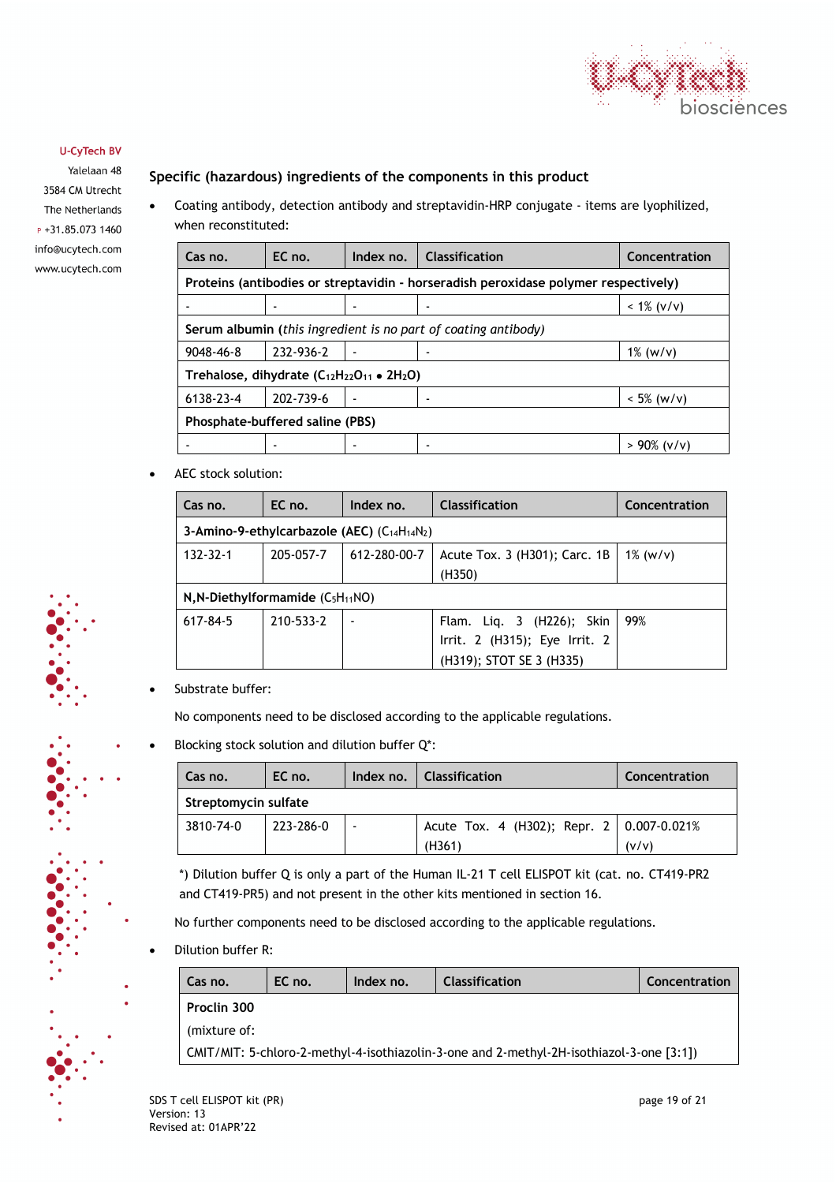U-CyTech BV
Yalelaan 48
3584 CM Utrecht
The Netherlands
P +31.85.073 1460
info@ucytech.com
www.ucytech.com

## Specific (hazardous) ingredients of the components in this product

- Coating antibody, detection antibody and streptavidin-HRP conjugate - items are lyophilized, when reconstituted:

| Cas no. | EC no. | Index no. | Classification | Concentration |
|---|---|---|---|---|
| **Proteins (antibodies or streptavidin - horseradish peroxidase polymer respectively)** | | | | |
| - | - | - | - | < 1% (v/v) |
| **Serum albumin** (*this ingredient is no part of coating antibody*) | | | | |
| 9048-46-8 | 232-936-2 | - | - | 1% (w/v) |
| **Trehalose, dihydrate ($C_{12}H_{22}O_{11}$ • $2H_2O$)** | | | | |
| 6138-23-4 | 202-739-6 | - | - | < 5% (w/v) |
| **Phosphate-buffered saline (PBS)** | | | | |
| - | - | - | - | > 90% (v/v) |

- AEC stock solution:

| Cas no. | EC no. | Index no. | Classification | Concentration |
|---|---|---|---|---|
| **3-Amino-9-ethylcarbazole (AEC)** ($C_{14}H_{14}N_2$) | | | | |
| 132-32-1 | 205-057-7 | 612-280-00-7 | Acute Tox. 3 (H301); Carc. 1B (H350) | 1% (w/v) |
| **N,N-Diethylformamide** ($C_5H_{11}NO$) | | | | |
| 617-84-5 | 210-533-2 | - | Flam. Liq. 3 (H226); Skin Irrit. 2 (H315); Eye Irrit. 2 (H319); STOT SE 3 (H335) | 99% |

- Substrate buffer:

  No components need to be disclosed according to the applicable regulations.

- Blocking stock solution and dilution buffer Q*:

| Cas no. | EC no. | Index no. | Classification | Concentration |
|---|---|---|---|---|
| **Streptomycin sulfate** | | | | |
| 3810-74-0 | 223-286-0 | - | Acute Tox. 4 (H302); Repr. 2 (H361) | 0.007-0.021% (v/v) |

*) Dilution buffer Q is only a part of the Human IL-21 T cell ELISPOT kit (cat. no. CT419-PR2 and CT419-PR5) and not present in the other kits mentioned in section 16.

No further components need to be disclosed according to the applicable regulations.

- Dilution buffer R:

| Cas no. | EC no. | Index no. | Classification | Concentration |
|---|---|---|---|---|
| **Proclin 300** (mixture of: CMIT/MIT: 5-chloro-2-methyl-4-isothiazolin-3-one and 2-methyl-2H-isothiazol-3-one [3:1]) | | | | |

SDS T cell ELISPOT kit (PR)
Version: 13
Revised at: 01APR'22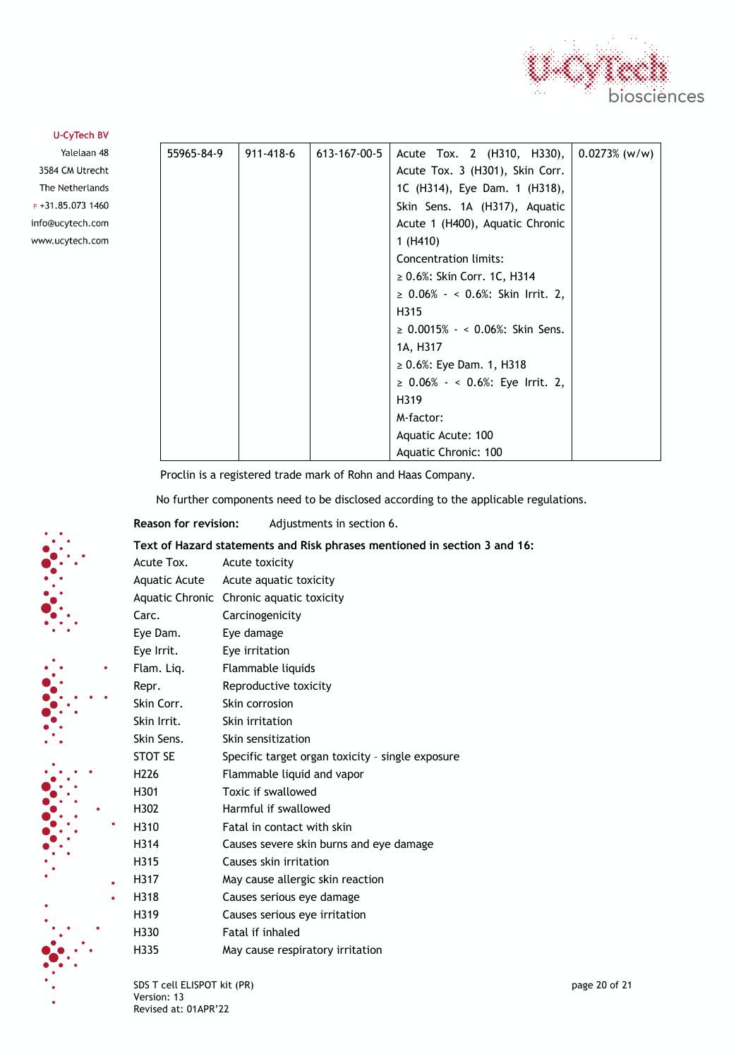| | | | | |
|---|---|---|---|---|
| 55965-84-9 | 911-418-6 | 613-167-00-5 | Acute Tox. 2 (H310, H330), Acute Tox. 3 (H301), Skin Corr. 1C (H314), Eye Dam. 1 (H318), Skin Sens. 1A (H317), Aquatic Acute 1 (H400), Aquatic Chronic 1 (H410)<br>Concentration limits:<br>≥ 0.6%: Skin Corr. 1C, H314<br>≥ 0.06% - < 0.6%: Skin Irrit. 2, H315<br>≥ 0.0015% - < 0.06%: Skin Sens. 1A, H317<br>≥ 0.6%: Eye Dam. 1, H318<br>≥ 0.06% - < 0.6%: Eye Irrit. 2, H319<br>M-factor:<br>Aquatic Acute: 100<br>Aquatic Chronic: 100 | 0.0273% (w/w) |

Proclin is a registered trade mark of Rohn and Haas Company.

No further components need to be disclosed according to the applicable regulations.

**Reason for revision:** Adjustments in section 6.

**Text of Hazard statements and Risk phrases mentioned in section 3 and 16:**

| | |
|---|---|
| Acute Tox. | Acute toxicity |
| Aquatic Acute | Acute aquatic toxicity |
| Aquatic Chronic | Chronic aquatic toxicity |
| Carc. | Carcinogenicity |
| Eye Dam. | Eye damage |
| Eye Irrit. | Eye irritation |
| Flam. Liq. | Flammable liquids |
| Repr. | Reproductive toxicity |
| Skin Corr. | Skin corrosion |
| Skin Irrit. | Skin irritation |
| Skin Sens. | Skin sensitization |
| STOT SE | Specific target organ toxicity – single exposure |
| H226 | Flammable liquid and vapor |
| H301 | Toxic if swallowed |
| H302 | Harmful if swallowed |
| H310 | Fatal in contact with skin |
| H314 | Causes severe skin burns and eye damage |
| H315 | Causes skin irritation |
| H317 | May cause allergic skin reaction |
| H318 | Causes serious eye damage |
| H319 | Causes serious eye irritation |
| H330 | Fatal if inhaled |
| H335 | May cause respiratory irritation |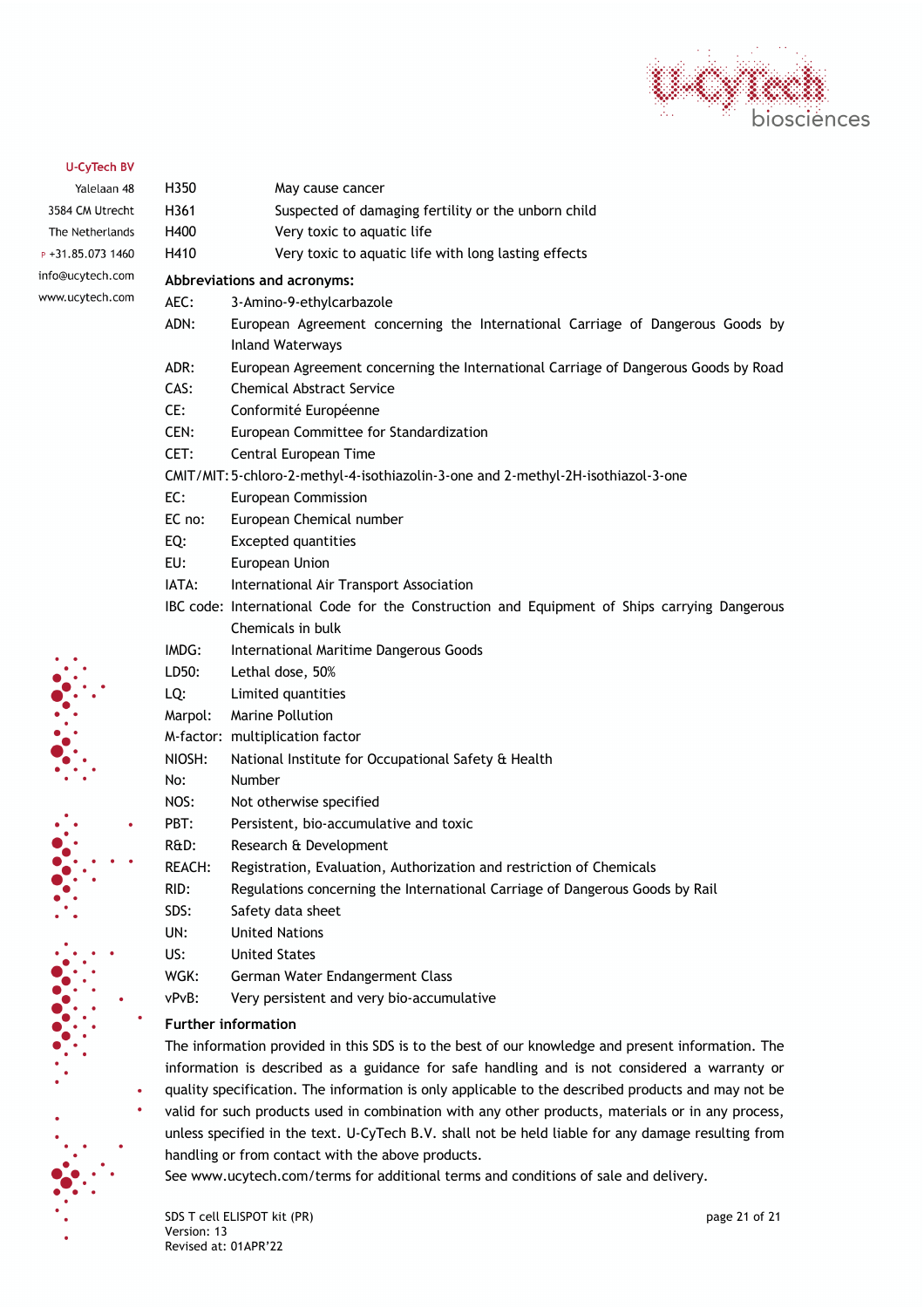| | |
|---|---|
| H350 | May cause cancer |
| H361 | Suspected of damaging fertility or the unborn child |
| H400 | Very toxic to aquatic life |
| H410 | Very toxic to aquatic life with long lasting effects |

**Abbreviations and acronyms:**

| | |
|---|---|
| AEC: | 3-Amino-9-ethylcarbazole |
| ADN: | European Agreement concerning the International Carriage of Dangerous Goods by Inland Waterways |
| ADR: | European Agreement concerning the International Carriage of Dangerous Goods by Road |
| CAS: | Chemical Abstract Service |
| CE: | Conformité Européenne |
| CEN: | European Committee for Standardization |
| CET: | Central European Time |
| CMIT/MIT: | 5-chloro-2-methyl-4-isothiazolin-3-one and 2-methyl-2H-isothiazol-3-one |
| EC: | European Commission |
| EC no: | European Chemical number |
| EQ: | Excepted quantities |
| EU: | European Union |
| IATA: | International Air Transport Association |
| IBC code: | International Code for the Construction and Equipment of Ships carrying Dangerous Chemicals in bulk |
| IMDG: | International Maritime Dangerous Goods |
| LD50: | Lethal dose, 50% |
| LQ: | Limited quantities |
| Marpol: | Marine Pollution |
| M-factor: | multiplication factor |
| NIOSH: | National Institute for Occupational Safety & Health |
| No: | Number |
| NOS: | Not otherwise specified |
| PBT: | Persistent, bio-accumulative and toxic |
| R&D: | Research & Development |
| REACH: | Registration, Evaluation, Authorization and restriction of Chemicals |
| RID: | Regulations concerning the International Carriage of Dangerous Goods by Rail |
| SDS: | Safety data sheet |
| UN: | United Nations |
| US: | United States |
| WGK: | German Water Endangerment Class |
| vPvB: | Very persistent and very bio-accumulative |

**Further information**

The information provided in this SDS is to the best of our knowledge and present information. The information is described as a guidance for safe handling and is not considered a warranty or quality specification. The information is only applicable to the described products and may not be valid for such products used in combination with any other products, materials or in any process, unless specified in the text. U-CyTech B.V. shall not be held liable for any damage resulting from handling or from contact with the above products.

See www.ucytech.com/terms for additional terms and conditions of sale and delivery.